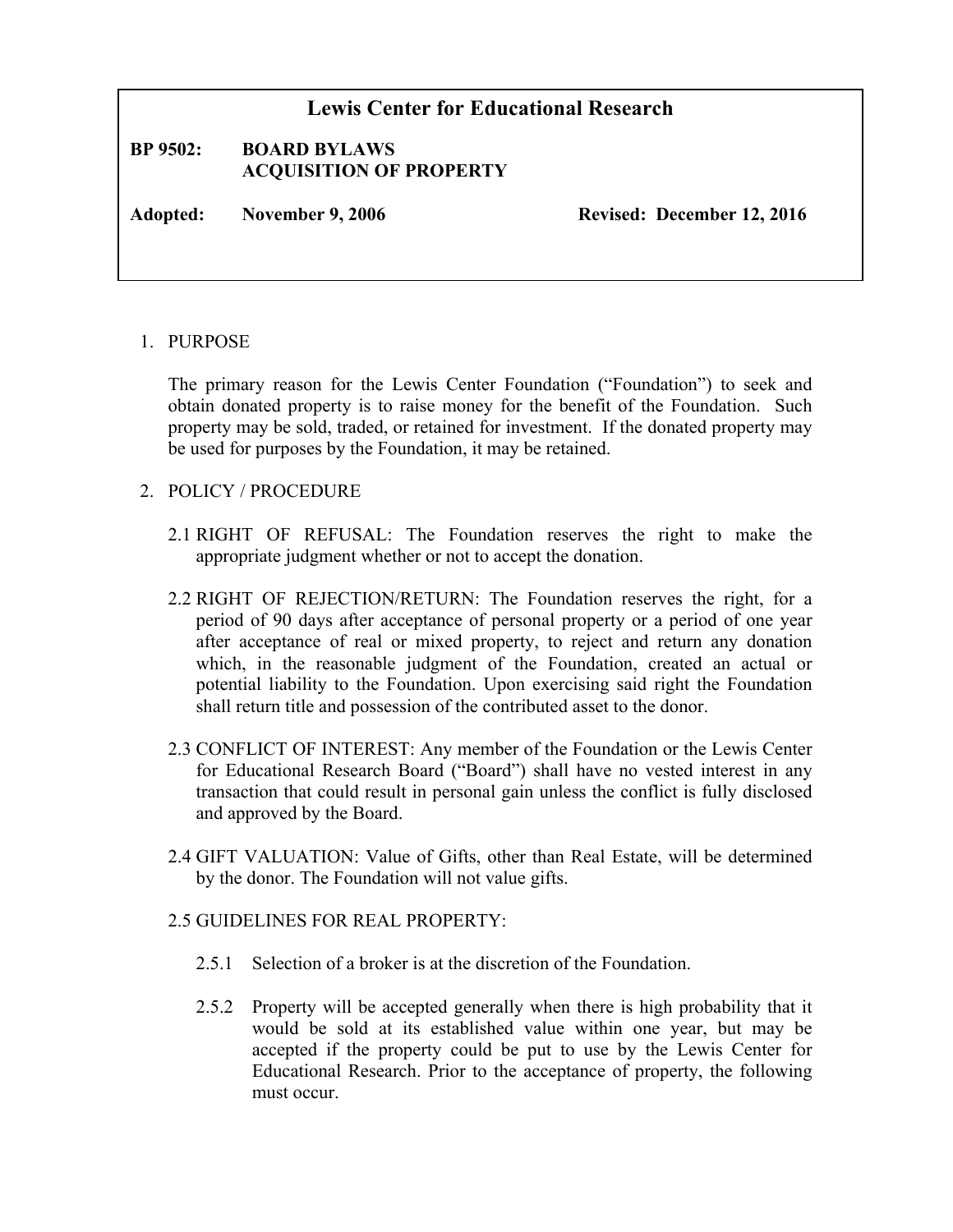# Lewis Center for Educational Research

**BP 9502: BOARD BYLAWS**
**ACQUISITION OF PROPERTY**

**Adopted: November 9, 2006** **Revised: December 12, 2016**

1. PURPOSE

   The primary reason for the Lewis Center Foundation ("Foundation") to seek and obtain donated property is to raise money for the benefit of the Foundation. Such property may be sold, traded, or retained for investment. If the donated property may be used for purposes by the Foundation, it may be retained.

2. POLICY / PROCEDURE

   2.1 RIGHT OF REFUSAL: The Foundation reserves the right to make the appropriate judgment whether or not to accept the donation.

   2.2 RIGHT OF REJECTION/RETURN: The Foundation reserves the right, for a period of 90 days after acceptance of personal property or a period of one year after acceptance of real or mixed property, to reject and return any donation which, in the reasonable judgment of the Foundation, created an actual or potential liability to the Foundation. Upon exercising said right the Foundation shall return title and possession of the contributed asset to the donor.

   2.3 CONFLICT OF INTEREST: Any member of the Foundation or the Lewis Center for Educational Research Board ("Board") shall have no vested interest in any transaction that could result in personal gain unless the conflict is fully disclosed and approved by the Board.

   2.4 GIFT VALUATION: Value of Gifts, other than Real Estate, will be determined by the donor. The Foundation will not value gifts.

   2.5 GUIDELINES FOR REAL PROPERTY:

      2.5.1 Selection of a broker is at the discretion of the Foundation.

      2.5.2 Property will be accepted generally when there is high probability that it would be sold at its established value within one year, but may be accepted if the property could be put to use by the Lewis Center for Educational Research. Prior to the acceptance of property, the following must occur.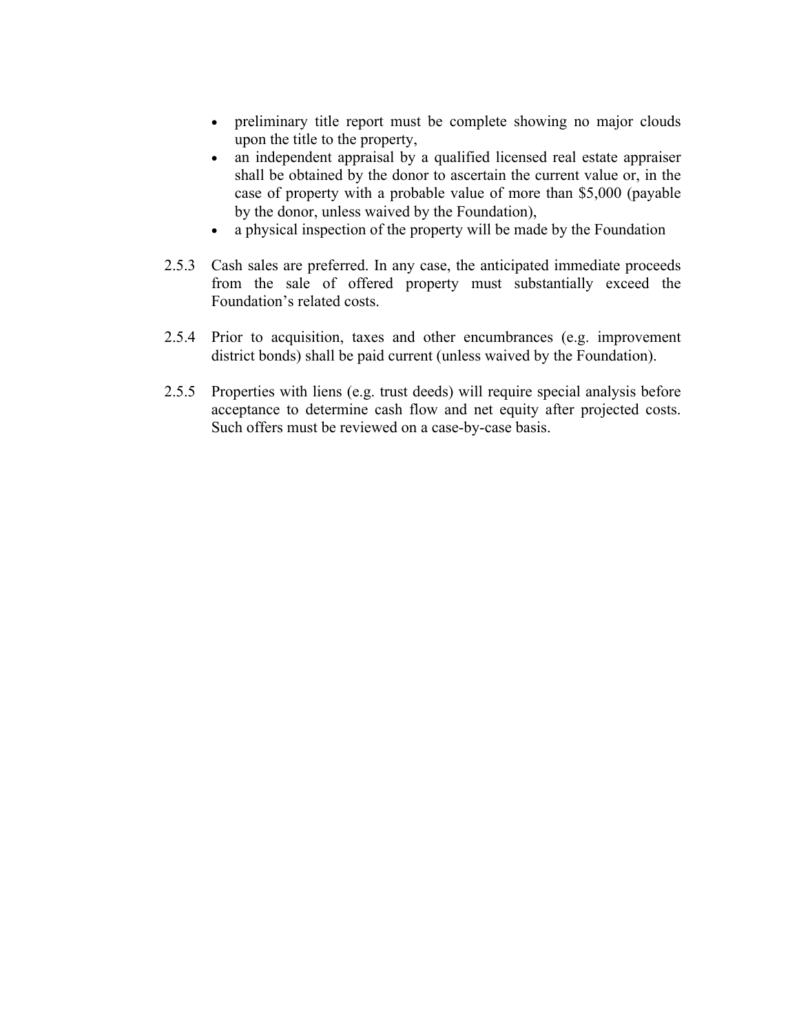- preliminary title report must be complete showing no major clouds upon the title to the property,
- an independent appraisal by a qualified licensed real estate appraiser shall be obtained by the donor to ascertain the current value or, in the case of property with a probable value of more than $5,000 (payable by the donor, unless waived by the Foundation),
- a physical inspection of the property will be made by the Foundation

2.5.3 Cash sales are preferred. In any case, the anticipated immediate proceeds from the sale of offered property must substantially exceed the Foundation's related costs.

2.5.4 Prior to acquisition, taxes and other encumbrances (e.g. improvement district bonds) shall be paid current (unless waived by the Foundation).

2.5.5 Properties with liens (e.g. trust deeds) will require special analysis before acceptance to determine cash flow and net equity after projected costs. Such offers must be reviewed on a case-by-case basis.